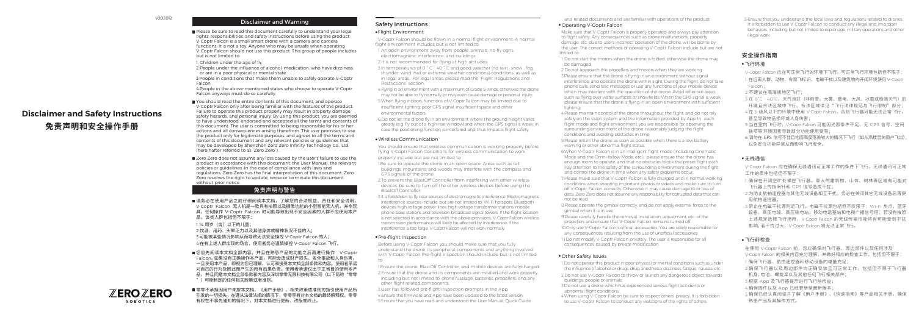V202012

# Disclaimer and Safety Instructions

# 免责声明和安全操作手册

ZEROZERO ROBOTICS

## Disclaimer and Warning

- Please be sure to read this document carefully to understand your legal rights, responsibilities, and safety instructions before using the product. V-Coptr Falcon is a small smart drone with a camera and other functions. It is not a toy. Anyone who may be unsafe when operating V-Coptr Falcon should not use this product. This group of people includes but is not limited to:

  1. Children under the age of 14;
  2. People under the influence of alcohol, medication, who have dizziness, or are in a poor physical or mental state;
  3. People in conditions that make them unable to safely operate V-Coptr Falcon;
  4. People in the above-mentioned states who choose to operate V-Coptr Falcon anyways must do so carefully.

- You should read the entire contents of this document, and operate V-Coptr Falcon only after being familiar with the features of the product. Failure to operate this product properly may result in property damage, safety hazards, and personal injury. By using this product, you are deemed to have understood, endorsed and accepted all the terms and contents of this document. The user is committed to being responsible for his or her actions and all consequences arising therefrom. The user promises to use the product only for legitimate purposes, and agrees to all the terms and contents of this document and any relevant policies or guidelines that may be developed by Shenzhen Zero Zero Infinity Technology Co., Ltd. (hereinafter referred to as "Zero Zero").

- Zero Zero does not assume any loss caused by the user's failure to use the product in accordance with this document, the User Manual, the relevant policies or guidelines. In the case of compliance with laws and regulations, Zero Zero has the final interpretation of this document. Zero Zero reserves the right to update, revise or terminate this document without prior notice.

## 免责声明与警告

- 请务必在使用产品之前仔细阅读本文档，了解您的合法权益、责任和安全说明。V-Coptr Falcon 无人机是一款具有拍照以及摄像功能的小型智能无人机，并非玩具，任何操作 V-Coptr Falcon 时可能导致出现不安全因素的人群不应使用本产品。该类人群包括但不限于：

  1.14 周岁（含）以下的儿童；
  2.饮酒、用药、头晕乏力以及其他身体状况不佳的人；
  3.可能被某些情况影响从而导致无法安全操控 V-Coptr Falcon 的人；
  4.在有上述人群出现的场合，使用者务必谨慎操控 V-Coptr Falcon 飞行。

- 您应先阅读本文档全部内容，并且在熟悉产品的功能之后再进行操作 V-Coptr Falcon。如果没有正确操作本产品，可能会造成财产损失、安全事故和人身伤害。一旦使用本产品，即视为您已理解、认可和接受本文档全部条款和内容。使用者承诺对自己的行为及因此而产生的所有后果负责。使用者承诺仅出于正当目的使用本产品，并且同意本文档全部条款及深圳零零无限科技有限公司（以下简称"零零"）可能制定的任何相关政策或准则。

- 零零不承担因用户未按本文档、《用户手册》、相关政策或准则的指引使用产品所引发的一切损失。在遵从法律法规的情况下，零零享有对本文档的最终解释权。零零有权在不事先通知的情况下，对本文档进行更新、改版或终止。

## Safety Instructions

### • Flight Environment

V-Coptr Falcon should be flown in a normal flight environment. A normal flight environment includes but is not limited to:

1. An open environment away from people, animals, no-fly signs, electromagnetic interference, and buildings;
2. It is not recommended for flying at high altitudes;
3. In temperatures of 0 °C - 40 °C and good weather (no rain, snow, fog, thunder, wind, hail or extreme weather conditions) conditions, as well as in legal areas. For legal areas, please read the "Flight Regulations and Restrictions" section;
4. Flying in an environment with a maximum of Grade 5 winds, otherwise the drone may not be able to fly normally or may even cause damage or personal injury;
5. When flying indoors, functions of V-Coptr Falcon may be limited due to insufficient lighting, poor GPS signal, insufficient space and other environmental factors;
6. Do not let the drone fly in an environment where the ground height varies greatly (e.g. fly out of a high-rise window)and when the GPS signal is weak, in case the positioning function is interfered and thus impacts flight safety.

### • Wireless Communication

You should ensure that wireless communication is working properly before flying V-Coptr Falcon. Conditions for wireless communication to work properly include but are not limited to:

1. Be sure to operate the drone in an open space. Areas such as tall buildings, mountains, and woods may interfere with the compass and GPS signals of the drone.
2. To prevent the BlastOff Controller from interfering with other wireless devices, be sure to turn off the other wireless devices before using the BlastOff Controller.
3. It is forbidden to fly near sources of electromagnetic interference. Electromagnetic interference sources include, but are not limited to: Wi-Fi hotspots, Bluetooth devices, high voltage power lines, high voltage transformer stations, mobile phone base stations and television broadcast signal towers. If the flight location is not selected in accordance with the above provisions, V-Coptr Falcon wireless transmission performance will likely be affected by interference. If the interference is too large, V-Coptr Falcon will not work normally.

### • Pre-flight Inspection

Before using V-Coptr Falcon you should make sure that you fully understand the drone, its peripheral components and anything involved with V-Coptr Falcon Pre-flight inspection should include but is not limited to:

1. Ensure the drone, BlastOff Controller, and mobile devices are fullycharged.
2. Ensure that the drone and its components are installed and work properly, including but not limited to: drone fuselage, batteries, propellers, and any other flight related components.
3. User has followed pre-flight inspection prompts in the App.
4. Ensure the firmware and App have been updated to the latest version.
5. Ensure that you have read and understood the User Manual, Quick Guide and related documents and are familiar with operations of the product.

### • Operating V-Coptr Falcon

Make sure that V-Coptr Falcon is properly operated and always pay attention to flight safety. Any consequences such as drone malfunctions, property damage, etc. due to user's incorrect operation of the drone, will be borne by the user. The correct methods of operating V-Coptr Falcon include but are not limited to:

1. Do not start the motors when the drone is folded, otherwise the drone may be damaged.
2. Do not approach the propellers and motors when they are working.
3. Please ensure that the drone is flying in an environment without signal interference, and operate the drone within sight. During the flight, do not take phone calls, send text messages or use any functions of your mobile device which may interfere with the operation of the drone. Avoid reflective areas such as flying over water surfaces or snowfields. When the GPS signal is weak, please ensure that the drone is flying in an open environment with sufficient lighting.
4. Please maintain control of the drone throughout the flight, and do not rely solely on the vision system and the information provided by App. In each flight mode and flight environment, you are responsible for observing the surrounding environment of the drone, reasonably judging the flight conditions and avoiding obstacles in time.
5. Please return the drone as soon as possible when there is a low battery warning or other abnormal flight status.
6. When V-Coptr Falcon is in an intelligent flight mode (including Cinematic Mode and the Omni-follow Mode, etc.), please ensure that the drone has enough room to operate, and that no obstacles block the preset flight path. Pay attention to the safety of the surrounding environment during the flight and control the drone in time when any safety problems occur.
7. Please make sure that V-Coptr Falcon is fully charged and in normal working conditions when shooting important photos or videos and make sure to turn off V-Coptr Falcon correctly. Otherwise, it may cause damage to or loss of data. Zero Zero does not assume any responsibility for corrupted data that can not be read.
8. Please operate the gimbal correctly, and do not apply external force to the gimbal when it is in use.
9. Please carefully handle the removal, installation, adjustment, etc. of the propellers and ensure that V-Coptr Falcon remains turned off.
10. Only use V-Coptr Falcon's official accessories. You are solely responsible for any consequences resulting from the use of unofficial accessories.
11. Do not modify V-Coptr Falcon privately. The user is responsible for all consequences caused by private modification.

### • Other Safety Issues

1. Do not operate this product in poor physical or mental conditions such as under the influence of alcohol or drugs, drug anesthesia, dizziness, fatigue, nausea, etc.
2. Do not use V-Coptr Falcon to throw or launch any dangerous object towards buildings, people or animals.
3. Do not use a drone which has experienced serious flight accidents or abnormal flight conditions.
4. When using V-Coptr Falcon, be sure to respect others' privacy. It is forbidden to use V-Coptr Falcon to conduct any violations of the rights of others.
5. Ensure that you understand the local laws and regulations related to drones. It is forbidden to use V-Coptr Falcon to conduct any illegal and improper behaviors, including but not limited to espionage, military operations and other illegal work.

## 安全操作指南

### • 飞行环境

V-Coptr Falcon 应在可正常飞行的环境下飞行。可正常飞行环境包括但不限于：

1. 在远离人群、动物、有禁飞标识、电磁干扰以及建筑物的开阔环境使用 V-Coptr Falcon；
2. 不建议在高海拔地区飞行；
3. 在 0°C - 40°C，天气良好（非雨雪、大雾、雷电、大风、冰雹或极端天气）的环境且合法区域中飞行。合法区域详见"飞行法律规范与飞行限制"部分；
4. 在 5 级风以下的环境中使用 V-Coptr Falcon，否则飞行器可能无法正常飞行，甚至导致物品损坏或人身伤害；
5. 当在室内飞行时，V-Coptr Falcon 可能因光照条件不足、无 GPS 信号、空间狭窄等环境因素导致部分功能使用受限；
6. 请勿在 GPS 信号不佳且地面高度落差较大的情况下飞行（如从高楼层的窗户飞出），以免定位功能异常从而影响飞行安全。

### • 无线通信

V-Coptr Falcon 应在确保无线通讯可正常工作的条件下飞行。无线通讯可正常工作的条件包括但不限于：

1. 确保在开阔空旷处操控飞行器。高大的建筑物、山体、树林等区域有可能对飞行器上的指南针和 GPS 信号造成干扰；
2. 为防止航拍遥控器与其他无线设备相互干扰，务必在关闭其它无线设备后再使用航拍遥控器；
3. 禁止在电磁干扰源附近飞行。电磁干扰源包括但不仅限于：Wi-Fi 热点、蓝牙设备、高压电线、高压输电站、移动电话基站和电视广播信号塔。若没有按照上述规定选择飞行场所，V-Coptr Falcon 的无线传输性能将有可能受到干扰影响，若干扰过大，V-Coptr Falcon 将无法正常飞行。

### • 飞行前检查

在使用 V-Coptr Falcon 前，您应确保对飞行器、周边部件以及任何涉及 V-Coptr Falcon 的相关内容充分理解，并做好相应的检查工作，包括但不限于：

1. 确保飞行器、航拍遥控器和移动设备的电量充足；
2. 确保飞行器以及周边部件均正确安装且可正常工作，包括但不限于飞行器机身、电池、螺旋桨以及其他任何飞行相关部件；
3. 根据 App 及飞行器提示进行飞行前检查；
4. 确保固件以及 App 已经更新至最新版本；
5. 确保已经认真阅读并了解《用户手册》、《快速指南》等产品相关手册，确保熟悉产品及操作方式。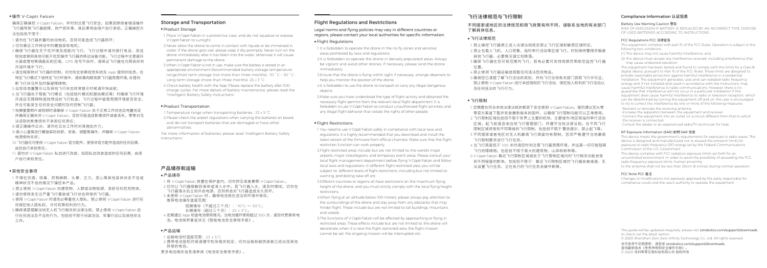## • 操作 V-Coptr Falcon

确保正确操控 V-Coptr Falcon，并时刻注意飞行安全。如果因使用者错误操作飞行器导致飞行器故障、财产损失等，其后果将由用户自行承担。正确操控方法包括但不限于：

1. 请勿在飞行器折叠时启动电机，否则可能造成飞行器损坏；
2. 切勿靠近工作转动中的螺旋桨和电机；
3. 确保飞行器在无干扰环境及视距内飞行。飞行过程中请勿接打电话、发送短信或使用其他可能干扰您操作飞行器的移动设备功能。飞行过程中注意避开水面或雪地等镜面反射区域。GPS 信号不良时，请保证飞行器在光照良好的开阔环境中飞行；
4. 请全程保持对飞行器的控制，切勿完全依赖视觉系统及 App 提供的信息。在特定飞行模式下或特定飞行环境中，请依靠肉眼观察飞行器周围环境，合理判断飞行状况并及时躲避障碍物；
5. 出现低电量警示以及其他飞行状态异常提示时候请尽快返航；
6. 当飞行器处于智能飞行模式（包括短片模式和跟拍模式等）时确保飞行环境开阔且无障碍物遮挡预设的飞行轨迹。飞行过程中留意周围环境是否安全，并在可能发生任何安全问题时及时控制飞行器；
7. 拍摄重要照片或视频时请确保 V-Coptr Falcon 处于正常工作状态且电量充足并确保正确关闭 V-Coptr Falcon，否则可能造成影像损坏或者丢失，零零对无法读取的影像损失不承担任何责任；
8. 请正确操作云台，请勿在云台工作时对其施加外力；
9. 请小心谨慎进行螺旋桨的拆卸、安装、调整等操作，并确保 V-Coptr Falcon 电源保持关闭；
10. 飞行器仅可使用 V-Coptr Falcon 官方配件，使用非官方配件造成的任何后果，由您自行承担责任；
11. 请勿对 V-Coptr Falcon 私自进行改装，如因私自改装造成的任何后果，由用户自行承担责任。

## • 其他安全事项

1. 不得在饮酒、吸毒、药物麻醉、头晕、乏力、恶心等其他身体状态不佳或精神状况不佳的情况下操控本产品。
2. 禁止使用 V-Coptr Falcon 向建筑物、人群或动物投掷、发射任何危险物体。
3. 请勿使用发生过严重飞行事故或飞行状态异常的飞行器。
4. 使用 V-Coptr Falcon 时请务必尊重他人隐私。禁止使用 V-Coptr Falcon 进行任何侵犯他人隐私权、许可权等权利的行为。
5. 确保清楚理解当地无人机飞行相关的法律法规，禁止使用 V-Coptr Falcon 进行任何违法及不当的行为，包括但不限于间谍活动、军事行动以及其他非法工作。

## Storage and Transportation

### • Product Storage

1. Place V-Coptr Falcon in a protective case, and do not squeeze or expose V-Coptr Falcon to sunlight.
2. Never allow the drone to come in contact with liquids or be immersed in water. If the drone gets wet, please wipe it dry promptly. Never turn on the drone immediately after it has fallen into the water, otherwise it will cause permanent damage to the drone.
3. When V-Coptr Falcon is not in use, make sure the battery is stored in an appropriate environment.Recommended battery storage temperature range:Short-term storage (not more than three months): -10 ° C ~ 30 ° C ; Long-term storage (more than three months): 25 ± 3 °C
4. Check battery health with the App. Please replace the battery after 300 charge cycles. For more details of battery maintenance, please read the "Intelligent Battery Safety Instructions".

### • Product Transportation

1. Temperature range when transporting batteries : 23 ± 5 °C
2. Please check the airport regulations when carrying the batteries on board, and do not transport batteries that are damaged or have other abnormalities.

For more information of batteries, please read "Intelligent Battery Safety Instructions".

## 产品储存和运输

### • 产品储存

1. 将 V-Coptr Falcon 放置在保护盒内，切勿挤压或者暴晒 V-Coptr Falcon 。
2. 切勿让飞行器接触到液体或浸入水中，若飞行器入水，请及时擦拭。切勿在飞行器落水后立刻开启电源，否则将会对飞行器造成永久损坏。
3. 未使用 V-Coptr Falcon 时，确保电池放在适当的环境中保存。
   推荐电池储存温度范围：
   短期储存（不超过三个月）：-10°C ~ 30°C；
   长期储存（超过三个月）：25 ± 3°C。
4. 定期通过 App 检查电池使用情况。当电池循环使用超过 300 次，请及时更换新电池。电池保养事宜详见《智能电池安全使用手册》。

### • 产品运输

1. 运输电池时温度范围：23 ± 5°C
2. 携带电池登机时候请遵守机场相关规定，切勿运输有破损或者已经出现其他异常的电池。

更多电池相关信息请参阅《电池安全使用手册》。

## Flight Regulations and Restrictions

Legal norms and flying policies may vary in different countries or regions, please contact your local authorities for specific information.

### • Flight Regulations

1. It is forbidden to operate the drone in the no-fly zones and sensitive areas prohibited by laws and regulations.
2. It is forbidden to operate the drone in densely populated areas. Always be vigilant and avoid other drones. If necessary, please land the drone immediately.
3. Ensure that the drone is flying within sight. If necessary, arrange observers to help you monitor the position of the drone.
4. It is forbidden to use the drone to transport or carry any illegal dangerous objects.
5. Make sure you have understood the type of flight activity and obtained the necessary flight permits from the relevant local flight department. It is forbidden to use V-Coptr Falcon to conduct unauthorized flight activities and any illegal flight behavior that violate the rights of other people.

### • Flight Restrictions

1. You need to use V-Coptr Falcon safely in compliance with local laws and regulations. It is highly recommended that you download and install the latest version of the firmware from official channels. Make sure that the flight restriction function can work properly.
2. Flight restricted areas include but are not limited to: the world's major airports, major cities/regions, and temporary event areas. Please consult your local flight management department before flying V-Coptr Falcon and follow local laws and regulations. In different flight restricted area, you will be subject to different levels of flight restrictions, including but not limited to warning, prohibiting take-off, etc.
3. Different countries or regions all have restrictions on the maximum flying height of the drone, and you must strictly comply with the local flying height restrictions.
4. When flying at an altitude below 100 meters, please always pay attention to the surroundings of the drone and stay away from any obstacles that may hinder flight. These include but are not limited to tall buildings, mountains and woods.
5. The functions of V-Coptr Falcon will be affected by approaching or flying in restricted areas. These effects include but are not limited to: the drone will decelerate when it is near the flight restricted area, the flight mission cannot be set, the ongoing mission will be interrupted, etc.

## 飞行法律规范与飞行限制

不同国家或地区的法律规范和限飞政策有所不同，请联系当地的有关部门了解具体信息。

### • 飞行法律规范

1. 禁止操控飞行器使之进入法律法规规定禁止飞行区域和敏感区域附近。
2. 禁止在载人飞机、人口密集、临时举行活动等区域飞行。时刻保持警惕并躲避其他飞行器，必要情况请立刻降落。
3. 确保飞行器在您可视范围内飞行，若有必要可安排观察员帮助您监控飞行器位置。
4. 禁止使用飞行器运输或搭载任何违法危险品。
5. 确保您已清楚了解飞行活动的类别，并向飞行当地有关部门获取飞行许可证。禁止使用 V-Coptr Falcon 进行未经授权的飞行活动、侵犯他人权利的飞行活动以及任何违法的飞行行为。

### • 飞行限制

1. 您需要在符合本地法律法规的框架下安全使用 V-Coptr Falcon，强烈建议您从零零官方渠道下载并安装最新版本的固件，以确保飞行限制功能可以正常使用。
2. 飞行限制区域包括但不限于世界上主要的机场、主要城市/地区和临时举行活动区域，起飞前请咨询当地飞行管理部门，并遵守当地法律法规。在不同飞行限制区域将受到不同等级的飞行限制，包括但不限于警告提示、禁止起飞等。
3. 不同国家或者地区对无人机最高飞行高度均有限制，您须严格遵守当地最高飞行限制要求进行飞行任务。
4. 当飞行高度低于 100 米时请您时刻注意飞行器周围环境，并远离一切可能阻碍飞行的障碍物，包括但不限于高大的建筑物、山体和树林等。
5. V-Coptr Falcon 靠近飞行限制区域或处于飞行限制区域内时飞行相关功能会受到不同程度的影响，包括但不限于：靠近飞行限制区域时飞行器会被减速、无法设置飞行任务、正在执行的飞行任务会被中断等。

## Compliance Information 认证信息

### Battery Use Warning Caution 警告

RISK OF EXPLOSION IF BATTERY IS REPLACED BY AN INCORRECT TYPE. DISPOSE OF USED BATTERIES ACCORDING TO INSTRUCTIONS.

### FCC Regulations FCC 法律宣告

This equipment complies with part 15 of the FCC Rules. Operation is subject to the following two conditions:
(1) This device may not cause harmful interference, and
(2) this device must accept any interference received, including anterference that may cause undesired operation.

This equipment has been tested and found to comply with the limits for a Class B digital device, pursuant to Part 15 of the FCC Rules. These limits are designed to provide reasonable protection against harmful interference in a residential installation. This equipment generates, uses and can radiated radio frequency energy and, if not installed and used in accordance with the instructions, may cause harmful interference to radio communications. However, there is no guarantee that interference will not occur in a particular installation If this equipment does cause harmful interference to radio or television reception, which can be determined by turning the equipment off and on, the user is encouraged to try to correct the interference by one or more of the following measures:

- Reorient or relocate the receiving antenna.
- Increase the separation between the equipment and receiver.
- Connect the equipment into an outlet on a circuit different from that to which the receiver is connected.
- Consult the dealer or an experienced radio/TV technician for help.

### RF Exposure Information (SAR) 射频 SAR 信息

This device meets the government's requirements for exposure to radio waves. This device is designed and manufactured not to exceed the emission limits for exposure to radio frequency (RF) energy set by the Federal Communications Commission of the U.S. Government.

This device complies with FCC radiation exposure limits set forth for an uncontrolled environment. In order to avoid the possibility of exceeding the FCC radio frequency exposure limits, human proximity to the antenna shall not be less than 20cm (8 inches) during normal operation.

### FCC Note FCC 备注

Changes or modifications not expressly approved by the party responsible for compliance could void the user's authority to operate the equipment.

This guide will be updated irregularly, please visit zzrobotics.com/support/downloads to check out the latest version.
© 2020 Shenzhen Zero Zero Infinity Technology Co., Ltd. All rights reserved.

本手册将不定期更新，请登录 zzrobotics.com/support/downloads 查询最新版本《免责声明和安全操作手册》。
© 2020 深圳零零无限科技有限公司 版权所有